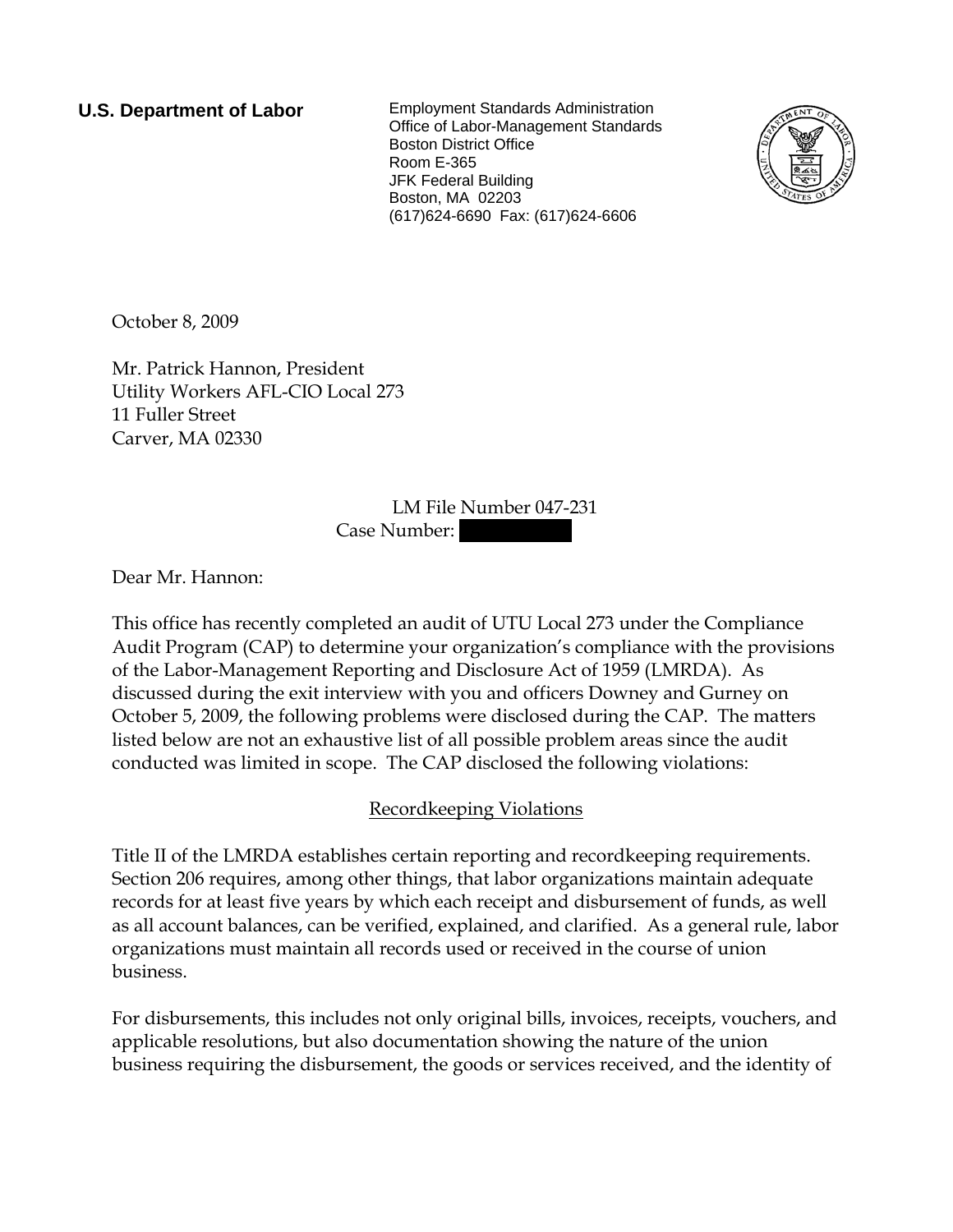**U.S. Department of Labor**

Employment Standards Administration
Office of Labor-Management Standards
Boston District Office
Room E-365
JFK Federal Building
Boston, MA 02203
(617)624-6690 Fax: (617)624-6606

October 8, 2009

Mr. Patrick Hannon, President
Utility Workers AFL-CIO Local 273
11 Fuller Street
Carver, MA 02330

LM File Number 047-231
Case Number: [REDACTED]

Dear Mr. Hannon:

This office has recently completed an audit of UTU Local 273 under the Compliance Audit Program (CAP) to determine your organization's compliance with the provisions of the Labor-Management Reporting and Disclosure Act of 1959 (LMRDA). As discussed during the exit interview with you and officers Downey and Gurney on October 5, 2009, the following problems were disclosed during the CAP. The matters listed below are not an exhaustive list of all possible problem areas since the audit conducted was limited in scope. The CAP disclosed the following violations:

## Recordkeeping Violations

Title II of the LMRDA establishes certain reporting and recordkeeping requirements. Section 206 requires, among other things, that labor organizations maintain adequate records for at least five years by which each receipt and disbursement of funds, as well as all account balances, can be verified, explained, and clarified. As a general rule, labor organizations must maintain all records used or received in the course of union business.

For disbursements, this includes not only original bills, invoices, receipts, vouchers, and applicable resolutions, but also documentation showing the nature of the union business requiring the disbursement, the goods or services received, and the identity of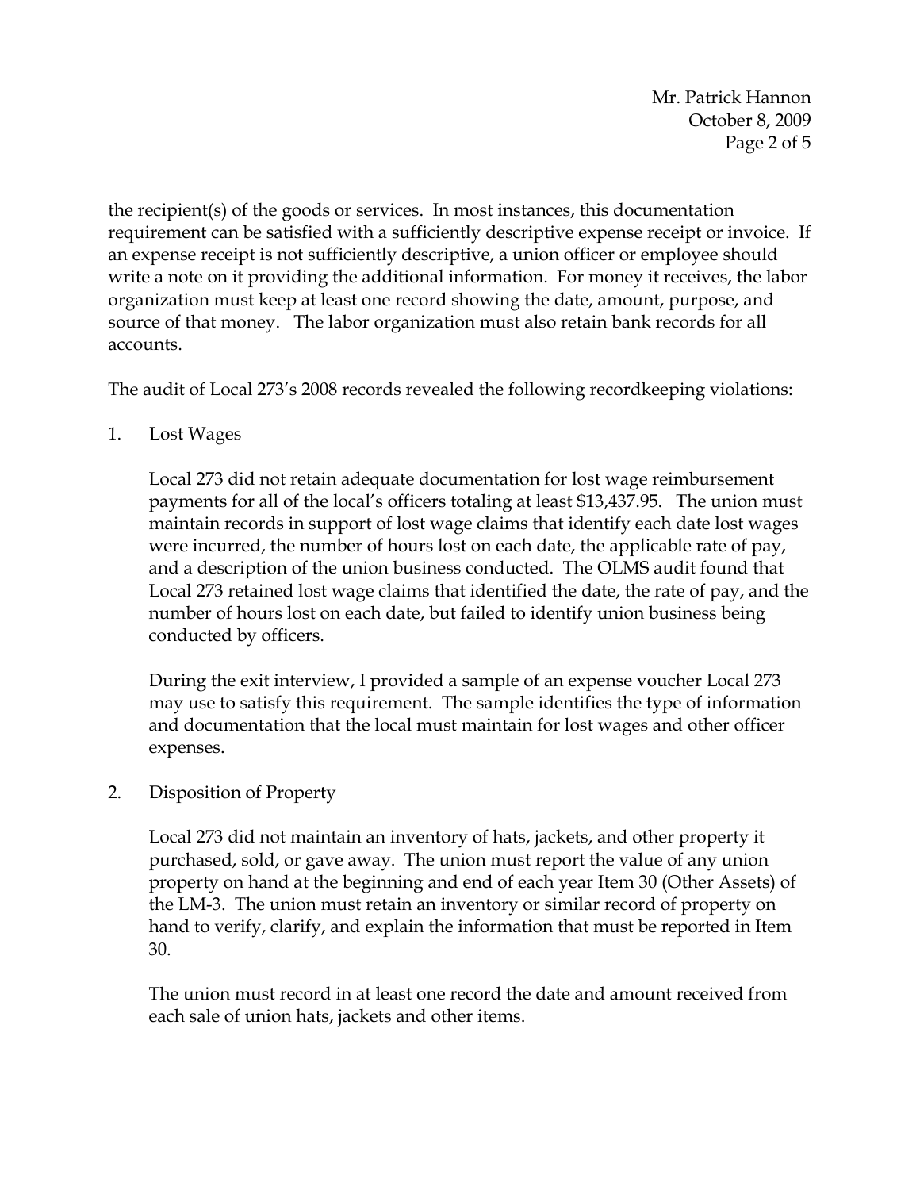the recipient(s) of the goods or services. In most instances, this documentation requirement can be satisfied with a sufficiently descriptive expense receipt or invoice. If an expense receipt is not sufficiently descriptive, a union officer or employee should write a note on it providing the additional information. For money it receives, the labor organization must keep at least one record showing the date, amount, purpose, and source of that money. The labor organization must also retain bank records for all accounts.

The audit of Local 273's 2008 records revealed the following recordkeeping violations:

1. Lost Wages

   Local 273 did not retain adequate documentation for lost wage reimbursement payments for all of the local's officers totaling at least $13,437.95. The union must maintain records in support of lost wage claims that identify each date lost wages were incurred, the number of hours lost on each date, the applicable rate of pay, and a description of the union business conducted. The OLMS audit found that Local 273 retained lost wage claims that identified the date, the rate of pay, and the number of hours lost on each date, but failed to identify union business being conducted by officers.

   During the exit interview, I provided a sample of an expense voucher Local 273 may use to satisfy this requirement. The sample identifies the type of information and documentation that the local must maintain for lost wages and other officer expenses.

2. Disposition of Property

   Local 273 did not maintain an inventory of hats, jackets, and other property it purchased, sold, or gave away. The union must report the value of any union property on hand at the beginning and end of each year Item 30 (Other Assets) of the LM-3. The union must retain an inventory or similar record of property on hand to verify, clarify, and explain the information that must be reported in Item 30.

   The union must record in at least one record the date and amount received from each sale of union hats, jackets and other items.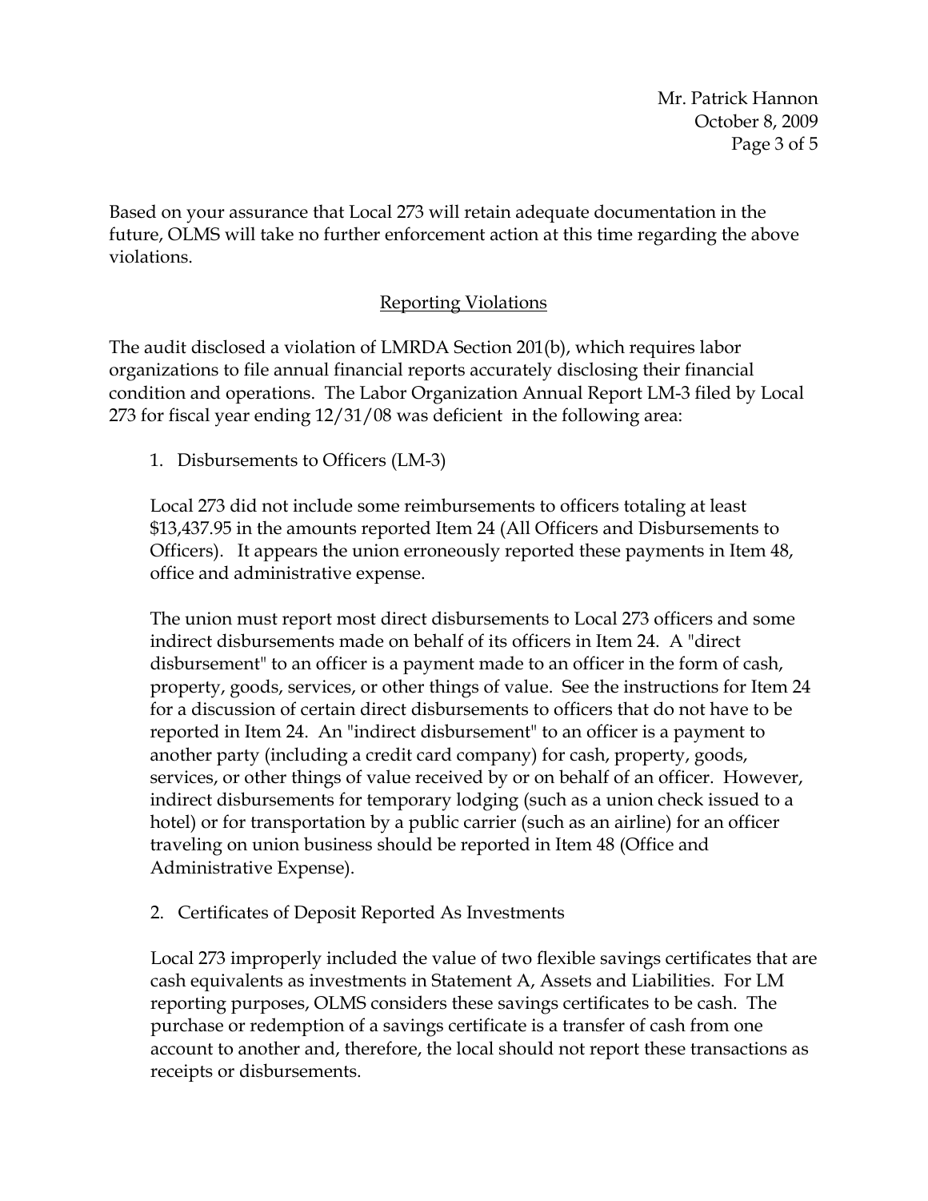Based on your assurance that Local 273 will retain adequate documentation in the future, OLMS will take no further enforcement action at this time regarding the above violations.

## Reporting Violations

The audit disclosed a violation of LMRDA Section 201(b), which requires labor organizations to file annual financial reports accurately disclosing their financial condition and operations. The Labor Organization Annual Report LM-3 filed by Local 273 for fiscal year ending 12/31/08 was deficient in the following area:

1. Disbursements to Officers (LM-3)

   Local 273 did not include some reimbursements to officers totaling at least $13,437.95 in the amounts reported Item 24 (All Officers and Disbursements to Officers). It appears the union erroneously reported these payments in Item 48, office and administrative expense.

   The union must report most direct disbursements to Local 273 officers and some indirect disbursements made on behalf of its officers in Item 24. A "direct disbursement" to an officer is a payment made to an officer in the form of cash, property, goods, services, or other things of value. See the instructions for Item 24 for a discussion of certain direct disbursements to officers that do not have to be reported in Item 24. An "indirect disbursement" to an officer is a payment to another party (including a credit card company) for cash, property, goods, services, or other things of value received by or on behalf of an officer. However, indirect disbursements for temporary lodging (such as a union check issued to a hotel) or for transportation by a public carrier (such as an airline) for an officer traveling on union business should be reported in Item 48 (Office and Administrative Expense).

2. Certificates of Deposit Reported As Investments

   Local 273 improperly included the value of two flexible savings certificates that are cash equivalents as investments in Statement A, Assets and Liabilities. For LM reporting purposes, OLMS considers these savings certificates to be cash. The purchase or redemption of a savings certificate is a transfer of cash from one account to another and, therefore, the local should not report these transactions as receipts or disbursements.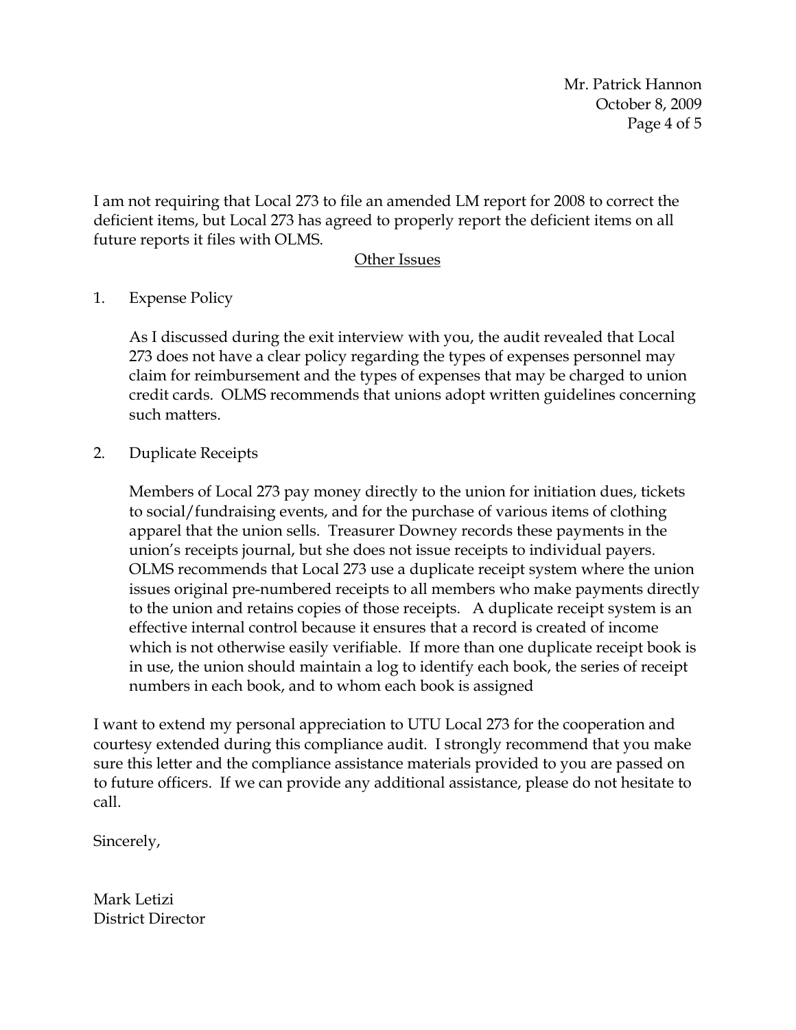I am not requiring that Local 273 to file an amended LM report for 2008 to correct the deficient items, but Local 273 has agreed to properly report the deficient items on all future reports it files with OLMS.

## Other Issues

1. Expense Policy

   As I discussed during the exit interview with you, the audit revealed that Local 273 does not have a clear policy regarding the types of expenses personnel may claim for reimbursement and the types of expenses that may be charged to union credit cards. OLMS recommends that unions adopt written guidelines concerning such matters.

2. Duplicate Receipts

   Members of Local 273 pay money directly to the union for initiation dues, tickets to social/fundraising events, and for the purchase of various items of clothing apparel that the union sells. Treasurer Downey records these payments in the union's receipts journal, but she does not issue receipts to individual payers. OLMS recommends that Local 273 use a duplicate receipt system where the union issues original pre-numbered receipts to all members who make payments directly to the union and retains copies of those receipts. A duplicate receipt system is an effective internal control because it ensures that a record is created of income which is not otherwise easily verifiable. If more than one duplicate receipt book is in use, the union should maintain a log to identify each book, the series of receipt numbers in each book, and to whom each book is assigned

I want to extend my personal appreciation to UTU Local 273 for the cooperation and courtesy extended during this compliance audit. I strongly recommend that you make sure this letter and the compliance assistance materials provided to you are passed on to future officers. If we can provide any additional assistance, please do not hesitate to call.

Sincerely,

Mark Letizi
District Director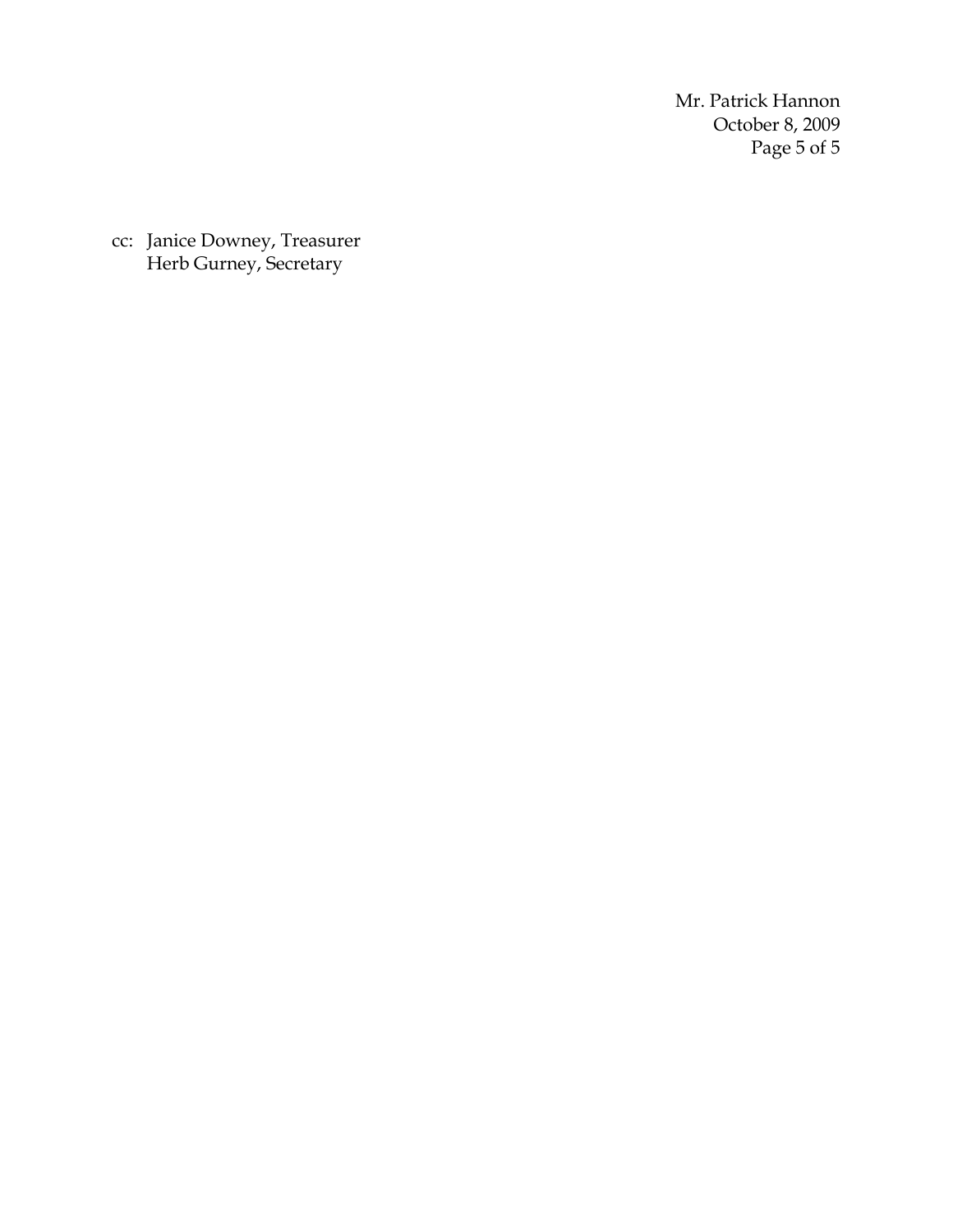cc: Janice Downey, Treasurer
Herb Gurney, Secretary